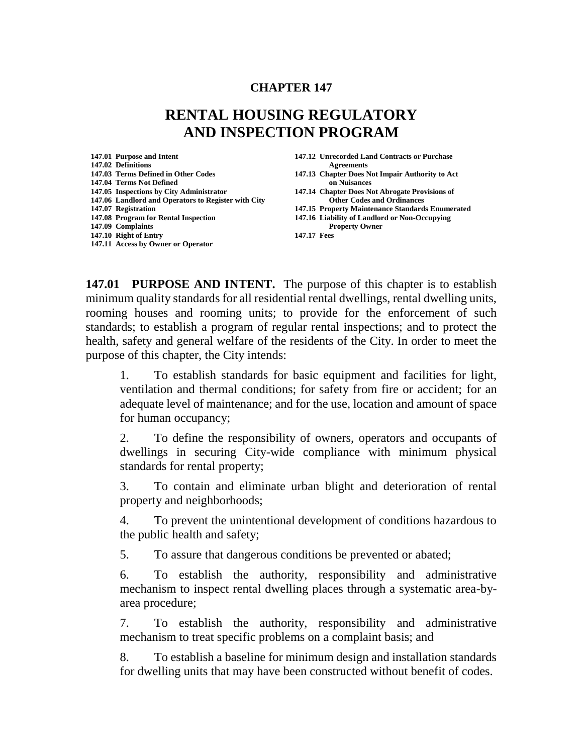# CHAPTER 147

# RENTAL HOUSING REGULATORY AND INSPECTION PROGRAM

**147.01 Purpose and Intent**
**147.02 Definitions**
**147.03 Terms Defined in Other Codes**
**147.04 Terms Not Defined**
**147.05 Inspections by City Administrator**
**147.06 Landlord and Operators to Register with City**
**147.07 Registration**
**147.08 Program for Rental Inspection**
**147.09 Complaints**
**147.10 Right of Entry**
**147.11 Access by Owner or Operator**
**147.12 Unrecorded Land Contracts or Purchase Agreements**
**147.13 Chapter Does Not Impair Authority to Act on Nuisances**
**147.14 Chapter Does Not Abrogate Provisions of Other Codes and Ordinances**
**147.15 Property Maintenance Standards Enumerated**
**147.16 Liability of Landlord or Non-Occupying Property Owner**
**147.17 Fees**

**147.01 PURPOSE AND INTENT.** The purpose of this chapter is to establish minimum quality standards for all residential rental dwellings, rental dwelling units, rooming houses and rooming units; to provide for the enforcement of such standards; to establish a program of regular rental inspections; and to protect the health, safety and general welfare of the residents of the City. In order to meet the purpose of this chapter, the City intends:

1. To establish standards for basic equipment and facilities for light, ventilation and thermal conditions; for safety from fire or accident; for an adequate level of maintenance; and for the use, location and amount of space for human occupancy;

2. To define the responsibility of owners, operators and occupants of dwellings in securing City-wide compliance with minimum physical standards for rental property;

3. To contain and eliminate urban blight and deterioration of rental property and neighborhoods;

4. To prevent the unintentional development of conditions hazardous to the public health and safety;

5. To assure that dangerous conditions be prevented or abated;

6. To establish the authority, responsibility and administrative mechanism to inspect rental dwelling places through a systematic area-by-area procedure;

7. To establish the authority, responsibility and administrative mechanism to treat specific problems on a complaint basis; and

8. To establish a baseline for minimum design and installation standards for dwelling units that may have been constructed without benefit of codes.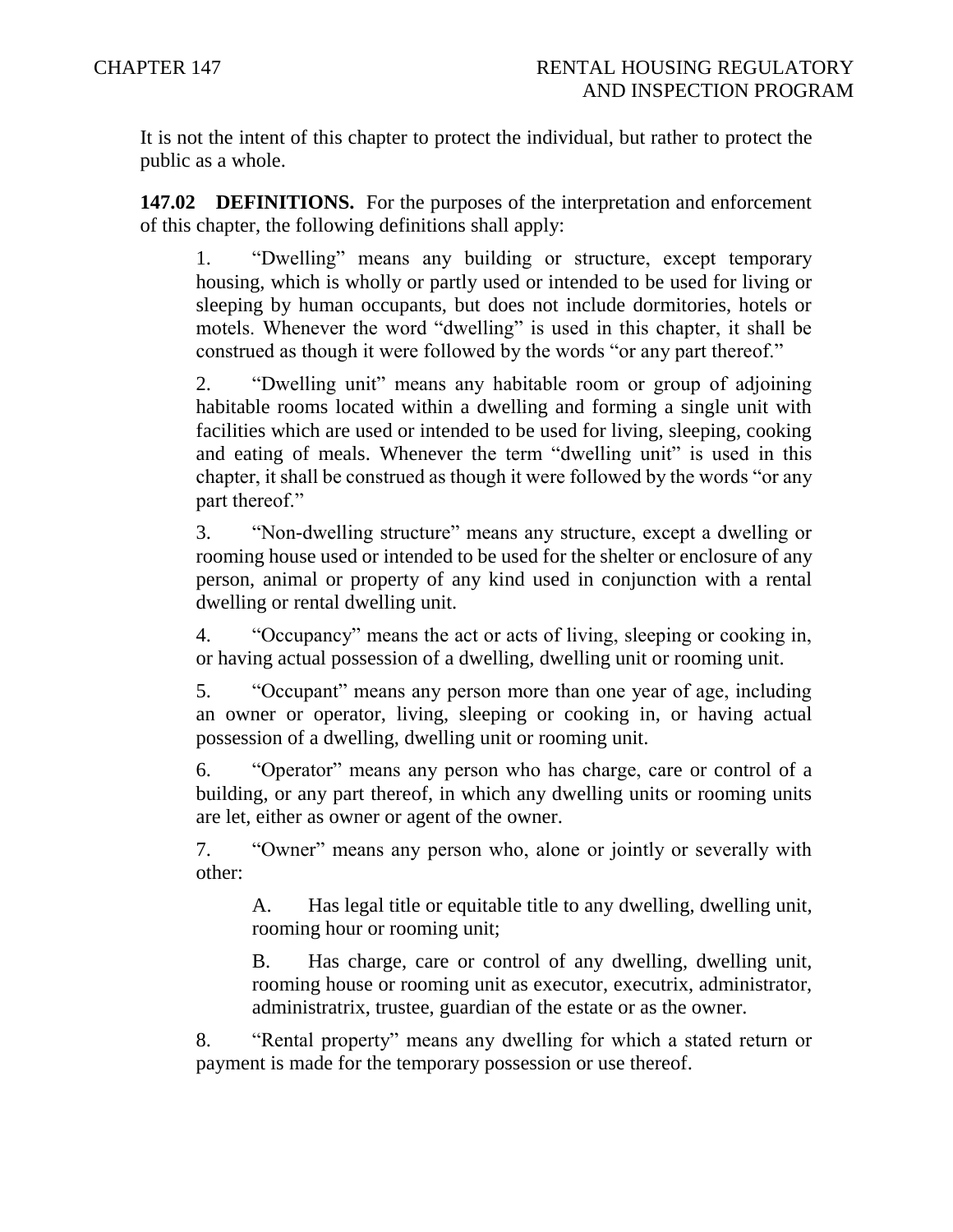It is not the intent of this chapter to protect the individual, but rather to protect the public as a whole.

**147.02 DEFINITIONS.** For the purposes of the interpretation and enforcement of this chapter, the following definitions shall apply:

1. "Dwelling" means any building or structure, except temporary housing, which is wholly or partly used or intended to be used for living or sleeping by human occupants, but does not include dormitories, hotels or motels. Whenever the word "dwelling" is used in this chapter, it shall be construed as though it were followed by the words "or any part thereof."

2. "Dwelling unit" means any habitable room or group of adjoining habitable rooms located within a dwelling and forming a single unit with facilities which are used or intended to be used for living, sleeping, cooking and eating of meals. Whenever the term "dwelling unit" is used in this chapter, it shall be construed as though it were followed by the words "or any part thereof."

3. "Non-dwelling structure" means any structure, except a dwelling or rooming house used or intended to be used for the shelter or enclosure of any person, animal or property of any kind used in conjunction with a rental dwelling or rental dwelling unit.

4. "Occupancy" means the act or acts of living, sleeping or cooking in, or having actual possession of a dwelling, dwelling unit or rooming unit.

5. "Occupant" means any person more than one year of age, including an owner or operator, living, sleeping or cooking in, or having actual possession of a dwelling, dwelling unit or rooming unit.

6. "Operator" means any person who has charge, care or control of a building, or any part thereof, in which any dwelling units or rooming units are let, either as owner or agent of the owner.

7. "Owner" means any person who, alone or jointly or severally with other:

   A. Has legal title or equitable title to any dwelling, dwelling unit, rooming hour or rooming unit;

   B. Has charge, care or control of any dwelling, dwelling unit, rooming house or rooming unit as executor, executrix, administrator, administratrix, trustee, guardian of the estate or as the owner.

8. "Rental property" means any dwelling for which a stated return or payment is made for the temporary possession or use thereof.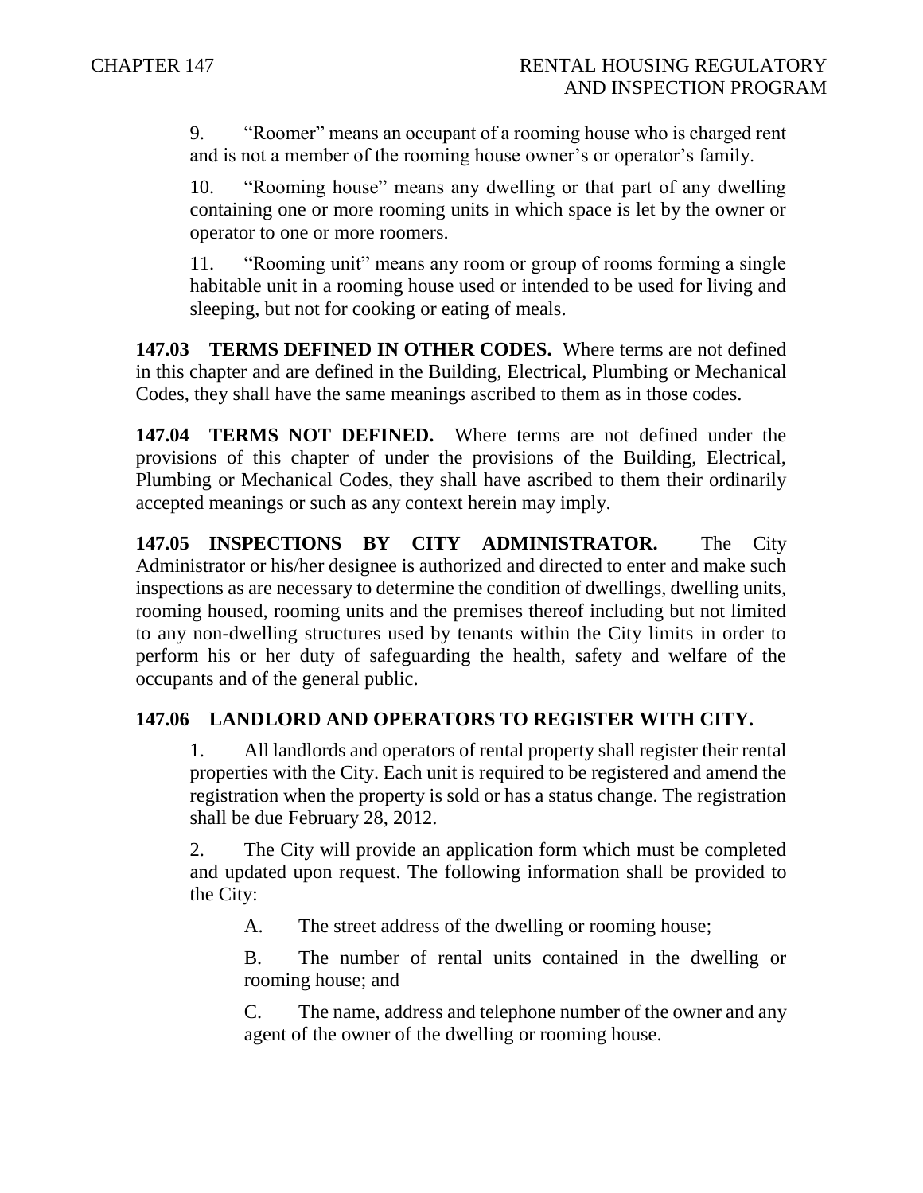9. "Roomer" means an occupant of a rooming house who is charged rent and is not a member of the rooming house owner's or operator's family.

10. "Rooming house" means any dwelling or that part of any dwelling containing one or more rooming units in which space is let by the owner or operator to one or more roomers.

11. "Rooming unit" means any room or group of rooms forming a single habitable unit in a rooming house used or intended to be used for living and sleeping, but not for cooking or eating of meals.

**147.03 TERMS DEFINED IN OTHER CODES.** Where terms are not defined in this chapter and are defined in the Building, Electrical, Plumbing or Mechanical Codes, they shall have the same meanings ascribed to them as in those codes.

**147.04 TERMS NOT DEFINED.** Where terms are not defined under the provisions of this chapter of under the provisions of the Building, Electrical, Plumbing or Mechanical Codes, they shall have ascribed to them their ordinarily accepted meanings or such as any context herein may imply.

**147.05 INSPECTIONS BY CITY ADMINISTRATOR.** The City Administrator or his/her designee is authorized and directed to enter and make such inspections as are necessary to determine the condition of dwellings, dwelling units, rooming housed, rooming units and the premises thereof including but not limited to any non-dwelling structures used by tenants within the City limits in order to perform his or her duty of safeguarding the health, safety and welfare of the occupants and of the general public.

**147.06 LANDLORD AND OPERATORS TO REGISTER WITH CITY.**

1. All landlords and operators of rental property shall register their rental properties with the City. Each unit is required to be registered and amend the registration when the property is sold or has a status change. The registration shall be due February 28, 2012.

2. The City will provide an application form which must be completed and updated upon request. The following information shall be provided to the City:

   A. The street address of the dwelling or rooming house;

   B. The number of rental units contained in the dwelling or rooming house; and

   C. The name, address and telephone number of the owner and any agent of the owner of the dwelling or rooming house.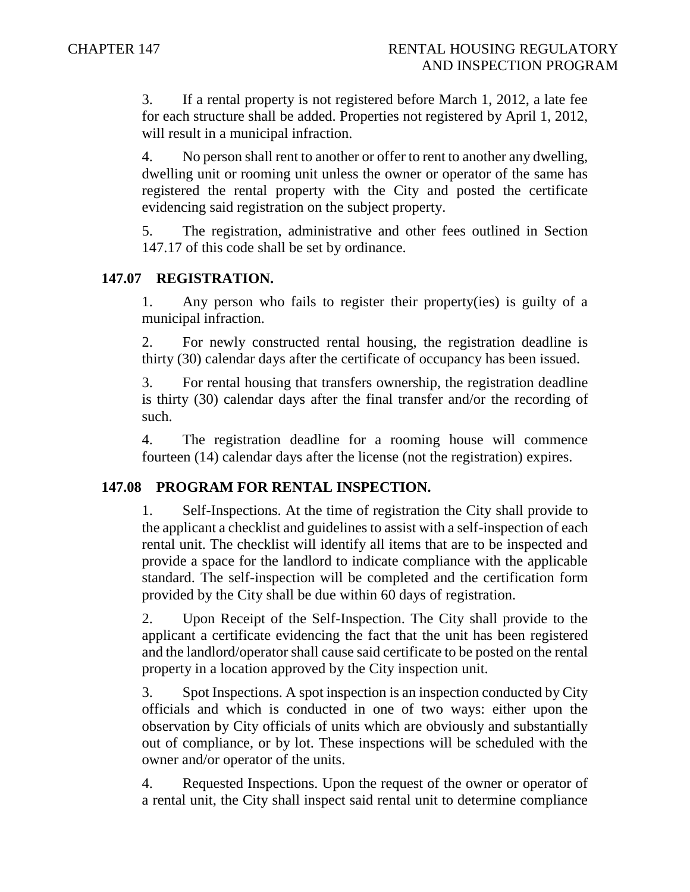3. If a rental property is not registered before March 1, 2012, a late fee for each structure shall be added. Properties not registered by April 1, 2012, will result in a municipal infraction.

4. No person shall rent to another or offer to rent to another any dwelling, dwelling unit or rooming unit unless the owner or operator of the same has registered the rental property with the City and posted the certificate evidencing said registration on the subject property.

5. The registration, administrative and other fees outlined in Section 147.17 of this code shall be set by ordinance.

## 147.07 REGISTRATION.

1. Any person who fails to register their property(ies) is guilty of a municipal infraction.

2. For newly constructed rental housing, the registration deadline is thirty (30) calendar days after the certificate of occupancy has been issued.

3. For rental housing that transfers ownership, the registration deadline is thirty (30) calendar days after the final transfer and/or the recording of such.

4. The registration deadline for a rooming house will commence fourteen (14) calendar days after the license (not the registration) expires.

## 147.08 PROGRAM FOR RENTAL INSPECTION.

1. Self-Inspections. At the time of registration the City shall provide to the applicant a checklist and guidelines to assist with a self-inspection of each rental unit. The checklist will identify all items that are to be inspected and provide a space for the landlord to indicate compliance with the applicable standard. The self-inspection will be completed and the certification form provided by the City shall be due within 60 days of registration.

2. Upon Receipt of the Self-Inspection. The City shall provide to the applicant a certificate evidencing the fact that the unit has been registered and the landlord/operator shall cause said certificate to be posted on the rental property in a location approved by the City inspection unit.

3. Spot Inspections. A spot inspection is an inspection conducted by City officials and which is conducted in one of two ways: either upon the observation by City officials of units which are obviously and substantially out of compliance, or by lot. These inspections will be scheduled with the owner and/or operator of the units.

4. Requested Inspections. Upon the request of the owner or operator of a rental unit, the City shall inspect said rental unit to determine compliance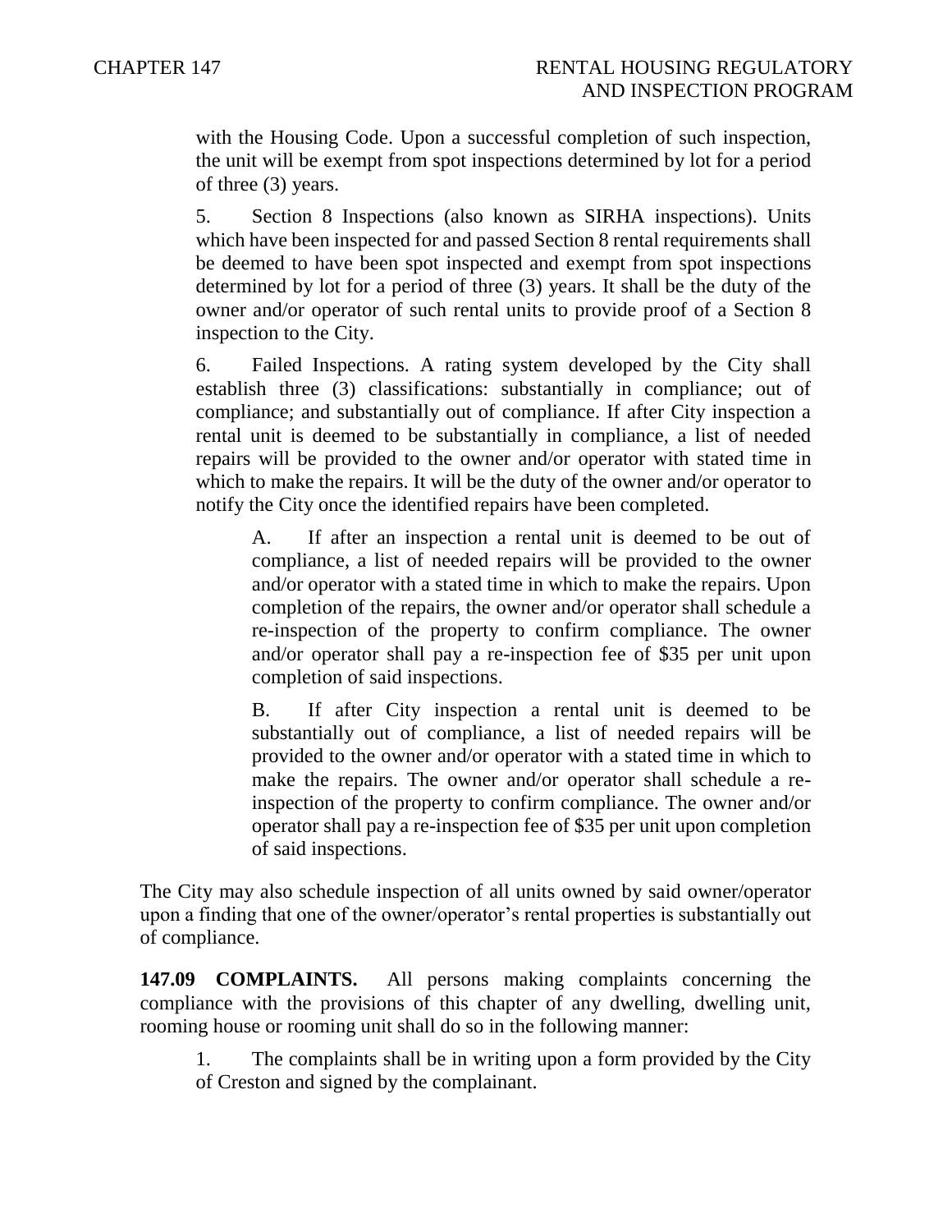with the Housing Code. Upon a successful completion of such inspection, the unit will be exempt from spot inspections determined by lot for a period of three (3) years.

5. Section 8 Inspections (also known as SIRHA inspections). Units which have been inspected for and passed Section 8 rental requirements shall be deemed to have been spot inspected and exempt from spot inspections determined by lot for a period of three (3) years. It shall be the duty of the owner and/or operator of such rental units to provide proof of a Section 8 inspection to the City.

6. Failed Inspections. A rating system developed by the City shall establish three (3) classifications: substantially in compliance; out of compliance; and substantially out of compliance. If after City inspection a rental unit is deemed to be substantially in compliance, a list of needed repairs will be provided to the owner and/or operator with stated time in which to make the repairs. It will be the duty of the owner and/or operator to notify the City once the identified repairs have been completed.

A. If after an inspection a rental unit is deemed to be out of compliance, a list of needed repairs will be provided to the owner and/or operator with a stated time in which to make the repairs. Upon completion of the repairs, the owner and/or operator shall schedule a re-inspection of the property to confirm compliance. The owner and/or operator shall pay a re-inspection fee of $35 per unit upon completion of said inspections.

B. If after City inspection a rental unit is deemed to be substantially out of compliance, a list of needed repairs will be provided to the owner and/or operator with a stated time in which to make the repairs. The owner and/or operator shall schedule a re-inspection of the property to confirm compliance. The owner and/or operator shall pay a re-inspection fee of $35 per unit upon completion of said inspections.

The City may also schedule inspection of all units owned by said owner/operator upon a finding that one of the owner/operator's rental properties is substantially out of compliance.

**147.09 COMPLAINTS.** All persons making complaints concerning the compliance with the provisions of this chapter of any dwelling, dwelling unit, rooming house or rooming unit shall do so in the following manner:

1. The complaints shall be in writing upon a form provided by the City of Creston and signed by the complainant.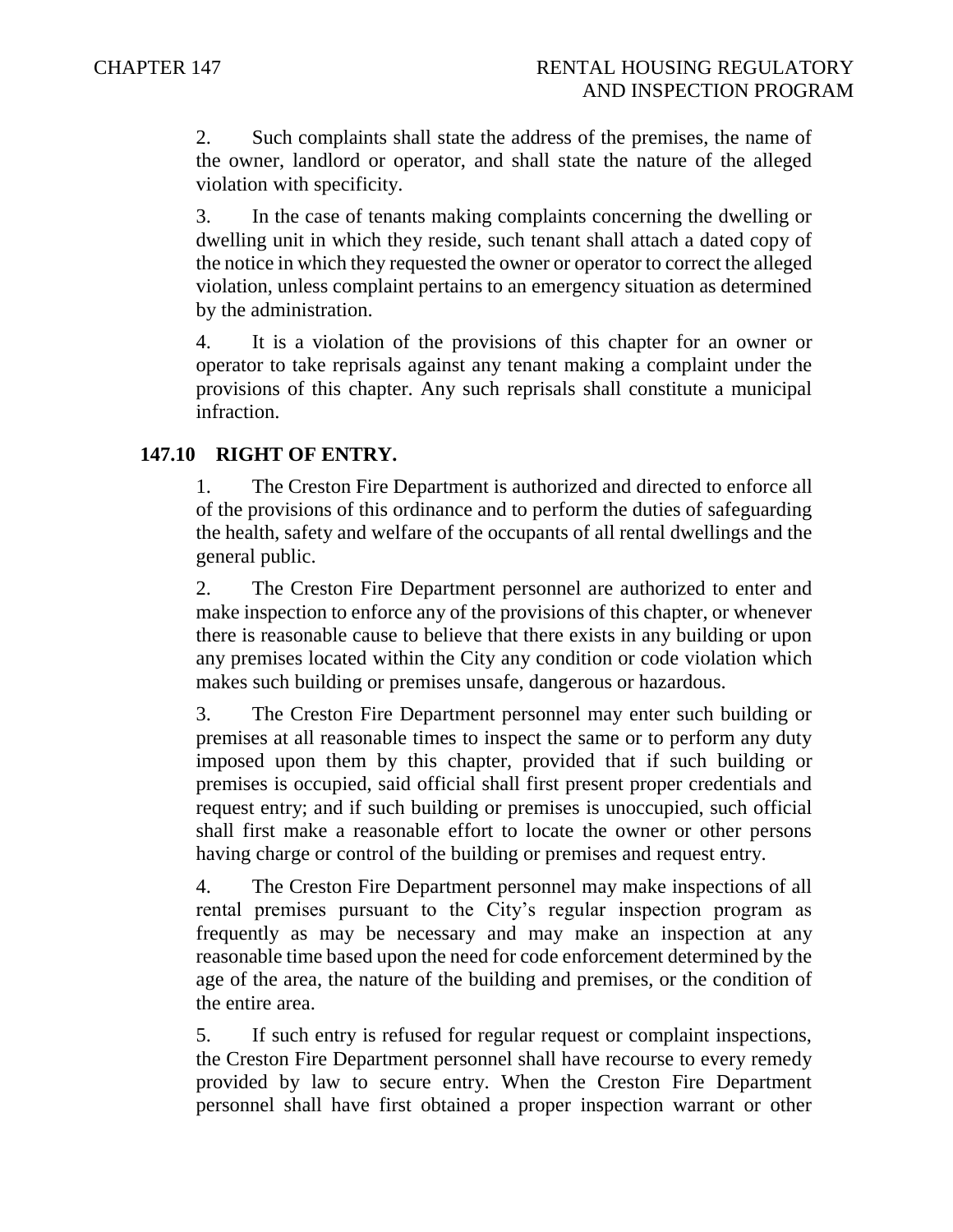2. Such complaints shall state the address of the premises, the name of the owner, landlord or operator, and shall state the nature of the alleged violation with specificity.

3. In the case of tenants making complaints concerning the dwelling or dwelling unit in which they reside, such tenant shall attach a dated copy of the notice in which they requested the owner or operator to correct the alleged violation, unless complaint pertains to an emergency situation as determined by the administration.

4. It is a violation of the provisions of this chapter for an owner or operator to take reprisals against any tenant making a complaint under the provisions of this chapter. Any such reprisals shall constitute a municipal infraction.

## 147.10 RIGHT OF ENTRY.

1. The Creston Fire Department is authorized and directed to enforce all of the provisions of this ordinance and to perform the duties of safeguarding the health, safety and welfare of the occupants of all rental dwellings and the general public.

2. The Creston Fire Department personnel are authorized to enter and make inspection to enforce any of the provisions of this chapter, or whenever there is reasonable cause to believe that there exists in any building or upon any premises located within the City any condition or code violation which makes such building or premises unsafe, dangerous or hazardous.

3. The Creston Fire Department personnel may enter such building or premises at all reasonable times to inspect the same or to perform any duty imposed upon them by this chapter, provided that if such building or premises is occupied, said official shall first present proper credentials and request entry; and if such building or premises is unoccupied, such official shall first make a reasonable effort to locate the owner or other persons having charge or control of the building or premises and request entry.

4. The Creston Fire Department personnel may make inspections of all rental premises pursuant to the City's regular inspection program as frequently as may be necessary and may make an inspection at any reasonable time based upon the need for code enforcement determined by the age of the area, the nature of the building and premises, or the condition of the entire area.

5. If such entry is refused for regular request or complaint inspections, the Creston Fire Department personnel shall have recourse to every remedy provided by law to secure entry. When the Creston Fire Department personnel shall have first obtained a proper inspection warrant or other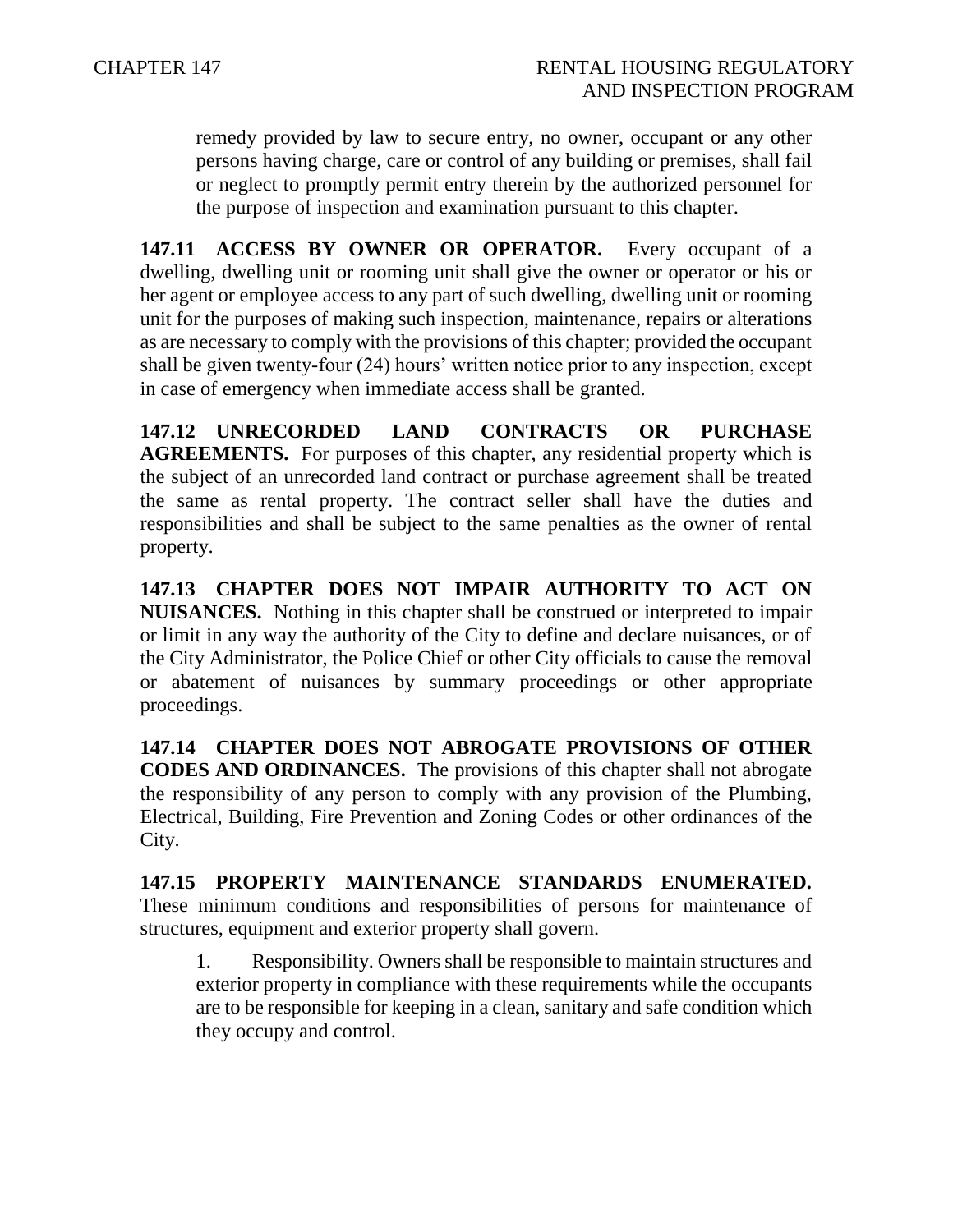remedy provided by law to secure entry, no owner, occupant or any other persons having charge, care or control of any building or premises, shall fail or neglect to promptly permit entry therein by the authorized personnel for the purpose of inspection and examination pursuant to this chapter.

**147.11 ACCESS BY OWNER OR OPERATOR.** Every occupant of a dwelling, dwelling unit or rooming unit shall give the owner or operator or his or her agent or employee access to any part of such dwelling, dwelling unit or rooming unit for the purposes of making such inspection, maintenance, repairs or alterations as are necessary to comply with the provisions of this chapter; provided the occupant shall be given twenty-four (24) hours' written notice prior to any inspection, except in case of emergency when immediate access shall be granted.

**147.12 UNRECORDED LAND CONTRACTS OR PURCHASE AGREEMENTS.** For purposes of this chapter, any residential property which is the subject of an unrecorded land contract or purchase agreement shall be treated the same as rental property. The contract seller shall have the duties and responsibilities and shall be subject to the same penalties as the owner of rental property.

**147.13 CHAPTER DOES NOT IMPAIR AUTHORITY TO ACT ON NUISANCES.** Nothing in this chapter shall be construed or interpreted to impair or limit in any way the authority of the City to define and declare nuisances, or of the City Administrator, the Police Chief or other City officials to cause the removal or abatement of nuisances by summary proceedings or other appropriate proceedings.

**147.14 CHAPTER DOES NOT ABROGATE PROVISIONS OF OTHER CODES AND ORDINANCES.** The provisions of this chapter shall not abrogate the responsibility of any person to comply with any provision of the Plumbing, Electrical, Building, Fire Prevention and Zoning Codes or other ordinances of the City.

**147.15 PROPERTY MAINTENANCE STANDARDS ENUMERATED.** These minimum conditions and responsibilities of persons for maintenance of structures, equipment and exterior property shall govern.

1. Responsibility. Owners shall be responsible to maintain structures and exterior property in compliance with these requirements while the occupants are to be responsible for keeping in a clean, sanitary and safe condition which they occupy and control.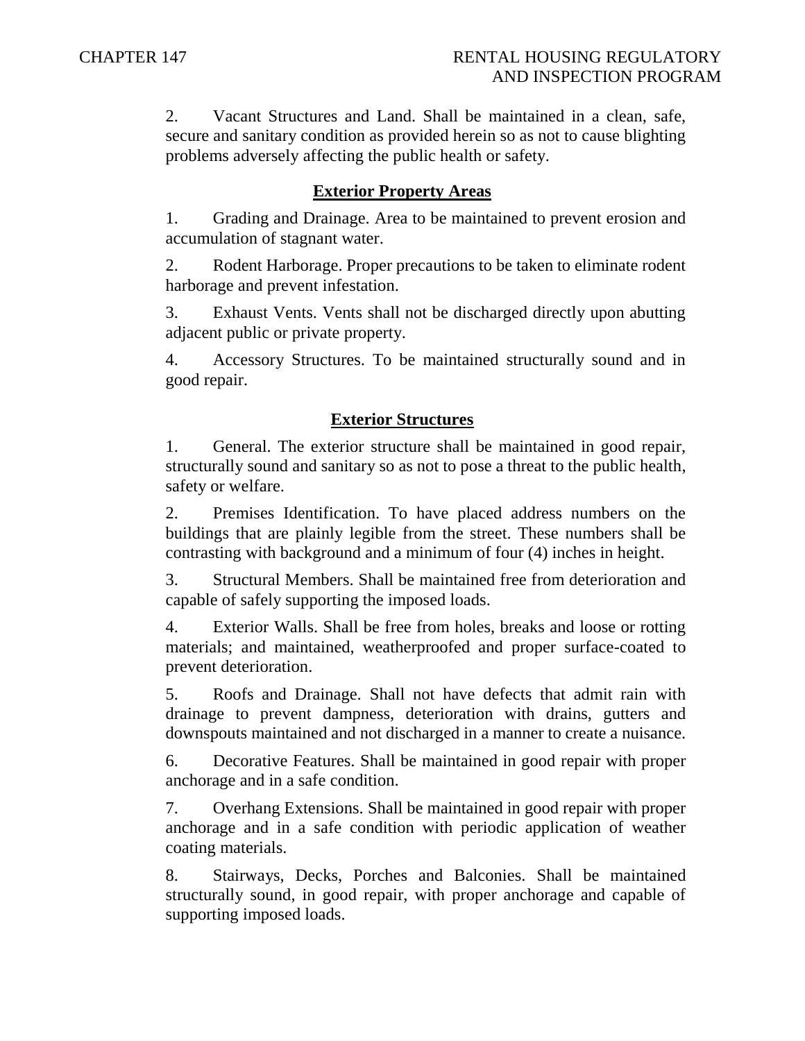2. Vacant Structures and Land. Shall be maintained in a clean, safe, secure and sanitary condition as provided herein so as not to cause blighting problems adversely affecting the public health or safety.

## Exterior Property Areas

1. Grading and Drainage. Area to be maintained to prevent erosion and accumulation of stagnant water.

2. Rodent Harborage. Proper precautions to be taken to eliminate rodent harborage and prevent infestation.

3. Exhaust Vents. Vents shall not be discharged directly upon abutting adjacent public or private property.

4. Accessory Structures. To be maintained structurally sound and in good repair.

## Exterior Structures

1. General. The exterior structure shall be maintained in good repair, structurally sound and sanitary so as not to pose a threat to the public health, safety or welfare.

2. Premises Identification. To have placed address numbers on the buildings that are plainly legible from the street. These numbers shall be contrasting with background and a minimum of four (4) inches in height.

3. Structural Members. Shall be maintained free from deterioration and capable of safely supporting the imposed loads.

4. Exterior Walls. Shall be free from holes, breaks and loose or rotting materials; and maintained, weatherproofed and proper surface-coated to prevent deterioration.

5. Roofs and Drainage. Shall not have defects that admit rain with drainage to prevent dampness, deterioration with drains, gutters and downspouts maintained and not discharged in a manner to create a nuisance.

6. Decorative Features. Shall be maintained in good repair with proper anchorage and in a safe condition.

7. Overhang Extensions. Shall be maintained in good repair with proper anchorage and in a safe condition with periodic application of weather coating materials.

8. Stairways, Decks, Porches and Balconies. Shall be maintained structurally sound, in good repair, with proper anchorage and capable of supporting imposed loads.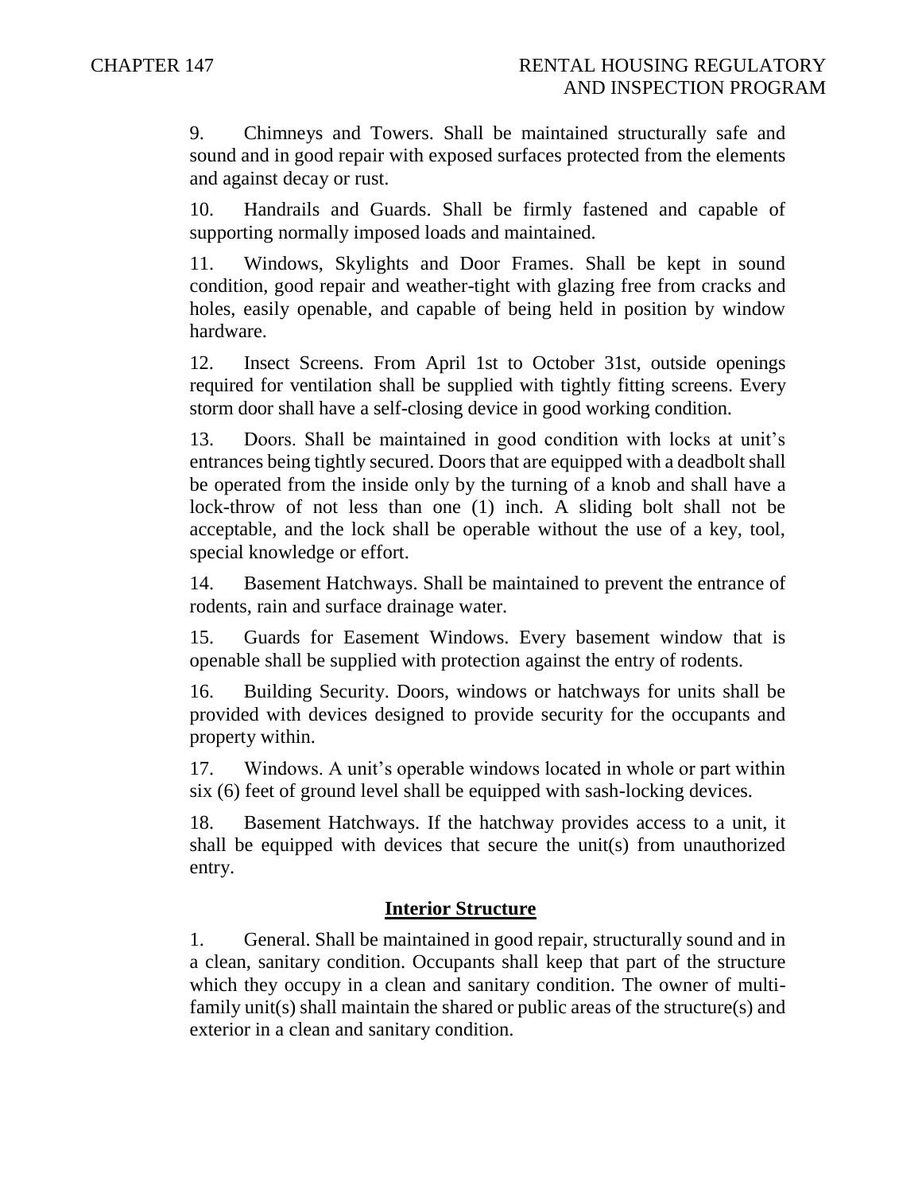9. Chimneys and Towers. Shall be maintained structurally safe and sound and in good repair with exposed surfaces protected from the elements and against decay or rust.

10. Handrails and Guards. Shall be firmly fastened and capable of supporting normally imposed loads and maintained.

11. Windows, Skylights and Door Frames. Shall be kept in sound condition, good repair and weather-tight with glazing free from cracks and holes, easily openable, and capable of being held in position by window hardware.

12. Insect Screens. From April 1st to October 31st, outside openings required for ventilation shall be supplied with tightly fitting screens. Every storm door shall have a self-closing device in good working condition.

13. Doors. Shall be maintained in good condition with locks at unit's entrances being tightly secured. Doors that are equipped with a deadbolt shall be operated from the inside only by the turning of a knob and shall have a lock-throw of not less than one (1) inch. A sliding bolt shall not be acceptable, and the lock shall be operable without the use of a key, tool, special knowledge or effort.

14. Basement Hatchways. Shall be maintained to prevent the entrance of rodents, rain and surface drainage water.

15. Guards for Easement Windows. Every basement window that is openable shall be supplied with protection against the entry of rodents.

16. Building Security. Doors, windows or hatchways for units shall be provided with devices designed to provide security for the occupants and property within.

17. Windows. A unit's operable windows located in whole or part within six (6) feet of ground level shall be equipped with sash-locking devices.

18. Basement Hatchways. If the hatchway provides access to a unit, it shall be equipped with devices that secure the unit(s) from unauthorized entry.

## Interior Structure

1. General. Shall be maintained in good repair, structurally sound and in a clean, sanitary condition. Occupants shall keep that part of the structure which they occupy in a clean and sanitary condition. The owner of multi-family unit(s) shall maintain the shared or public areas of the structure(s) and exterior in a clean and sanitary condition.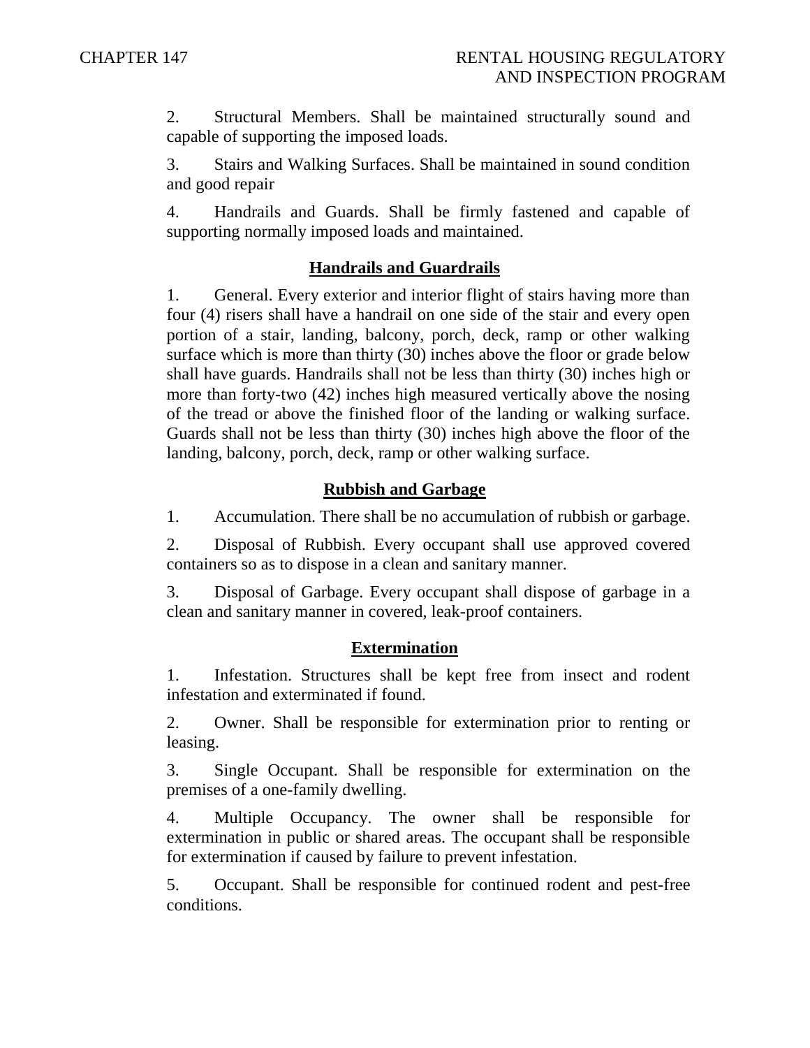2. Structural Members. Shall be maintained structurally sound and capable of supporting the imposed loads.

3. Stairs and Walking Surfaces. Shall be maintained in sound condition and good repair

4. Handrails and Guards. Shall be firmly fastened and capable of supporting normally imposed loads and maintained.

## Handrails and Guardrails

1. General. Every exterior and interior flight of stairs having more than four (4) risers shall have a handrail on one side of the stair and every open portion of a stair, landing, balcony, porch, deck, ramp or other walking surface which is more than thirty (30) inches above the floor or grade below shall have guards. Handrails shall not be less than thirty (30) inches high or more than forty-two (42) inches high measured vertically above the nosing of the tread or above the finished floor of the landing or walking surface. Guards shall not be less than thirty (30) inches high above the floor of the landing, balcony, porch, deck, ramp or other walking surface.

## Rubbish and Garbage

1. Accumulation. There shall be no accumulation of rubbish or garbage.

2. Disposal of Rubbish. Every occupant shall use approved covered containers so as to dispose in a clean and sanitary manner.

3. Disposal of Garbage. Every occupant shall dispose of garbage in a clean and sanitary manner in covered, leak-proof containers.

## Extermination

1. Infestation. Structures shall be kept free from insect and rodent infestation and exterminated if found.

2. Owner. Shall be responsible for extermination prior to renting or leasing.

3. Single Occupant. Shall be responsible for extermination on the premises of a one-family dwelling.

4. Multiple Occupancy. The owner shall be responsible for extermination in public or shared areas. The occupant shall be responsible for extermination if caused by failure to prevent infestation.

5. Occupant. Shall be responsible for continued rodent and pest-free conditions.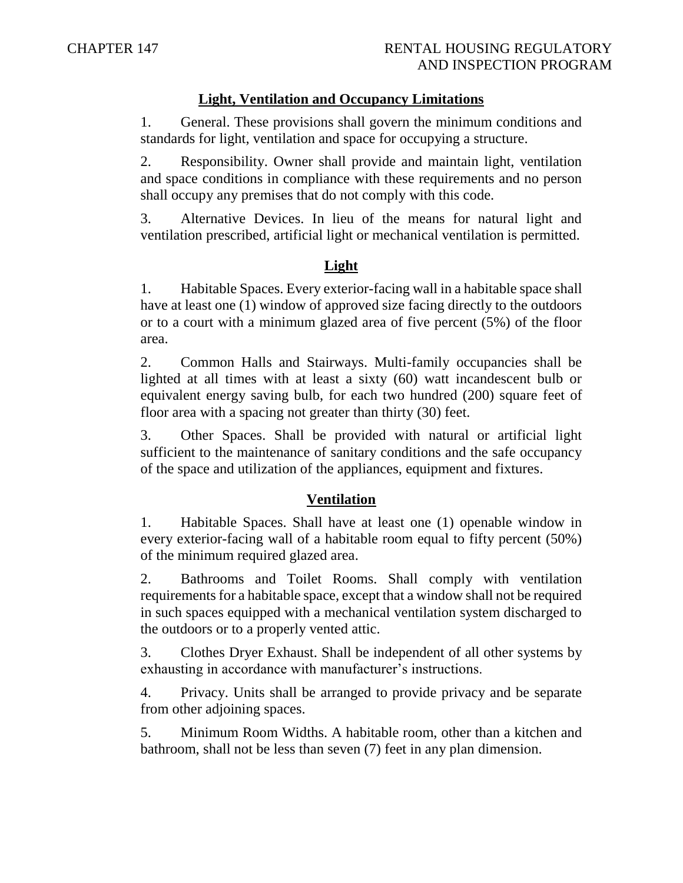## Light, Ventilation and Occupancy Limitations

1. General. These provisions shall govern the minimum conditions and standards for light, ventilation and space for occupying a structure.

2. Responsibility. Owner shall provide and maintain light, ventilation and space conditions in compliance with these requirements and no person shall occupy any premises that do not comply with this code.

3. Alternative Devices. In lieu of the means for natural light and ventilation prescribed, artificial light or mechanical ventilation is permitted.

## Light

1. Habitable Spaces. Every exterior-facing wall in a habitable space shall have at least one (1) window of approved size facing directly to the outdoors or to a court with a minimum glazed area of five percent (5%) of the floor area.

2. Common Halls and Stairways. Multi-family occupancies shall be lighted at all times with at least a sixty (60) watt incandescent bulb or equivalent energy saving bulb, for each two hundred (200) square feet of floor area with a spacing not greater than thirty (30) feet.

3. Other Spaces. Shall be provided with natural or artificial light sufficient to the maintenance of sanitary conditions and the safe occupancy of the space and utilization of the appliances, equipment and fixtures.

## Ventilation

1. Habitable Spaces. Shall have at least one (1) openable window in every exterior-facing wall of a habitable room equal to fifty percent (50%) of the minimum required glazed area.

2. Bathrooms and Toilet Rooms. Shall comply with ventilation requirements for a habitable space, except that a window shall not be required in such spaces equipped with a mechanical ventilation system discharged to the outdoors or to a properly vented attic.

3. Clothes Dryer Exhaust. Shall be independent of all other systems by exhausting in accordance with manufacturer's instructions.

4. Privacy. Units shall be arranged to provide privacy and be separate from other adjoining spaces.

5. Minimum Room Widths. A habitable room, other than a kitchen and bathroom, shall not be less than seven (7) feet in any plan dimension.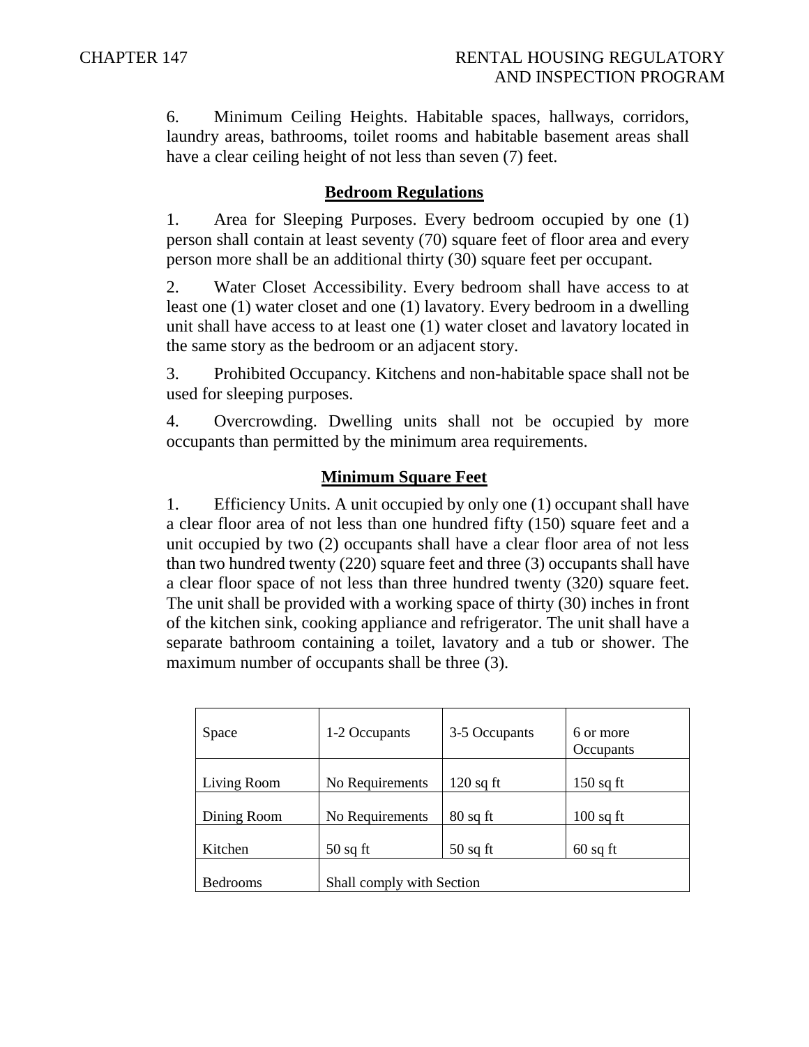6. Minimum Ceiling Heights. Habitable spaces, hallways, corridors, laundry areas, bathrooms, toilet rooms and habitable basement areas shall have a clear ceiling height of not less than seven (7) feet.

## Bedroom Regulations

1. Area for Sleeping Purposes. Every bedroom occupied by one (1) person shall contain at least seventy (70) square feet of floor area and every person more shall be an additional thirty (30) square feet per occupant.

2. Water Closet Accessibility. Every bedroom shall have access to at least one (1) water closet and one (1) lavatory. Every bedroom in a dwelling unit shall have access to at least one (1) water closet and lavatory located in the same story as the bedroom or an adjacent story.

3. Prohibited Occupancy. Kitchens and non-habitable space shall not be used for sleeping purposes.

4. Overcrowding. Dwelling units shall not be occupied by more occupants than permitted by the minimum area requirements.

## Minimum Square Feet

1. Efficiency Units. A unit occupied by only one (1) occupant shall have a clear floor area of not less than one hundred fifty (150) square feet and a unit occupied by two (2) occupants shall have a clear floor area of not less than two hundred twenty (220) square feet and three (3) occupants shall have a clear floor space of not less than three hundred twenty (320) square feet. The unit shall be provided with a working space of thirty (30) inches in front of the kitchen sink, cooking appliance and refrigerator. The unit shall have a separate bathroom containing a toilet, lavatory and a tub or shower. The maximum number of occupants shall be three (3).

| Space | 1-2 Occupants | 3-5 Occupants | 6 or more Occupants |
|---|---|---|---|
| Living Room | No Requirements | 120 sq ft | 150 sq ft |
| Dining Room | No Requirements | 80 sq ft | 100 sq ft |
| Kitchen | 50 sq ft | 50 sq ft | 60 sq ft |
| Bedrooms | Shall comply with Section | | |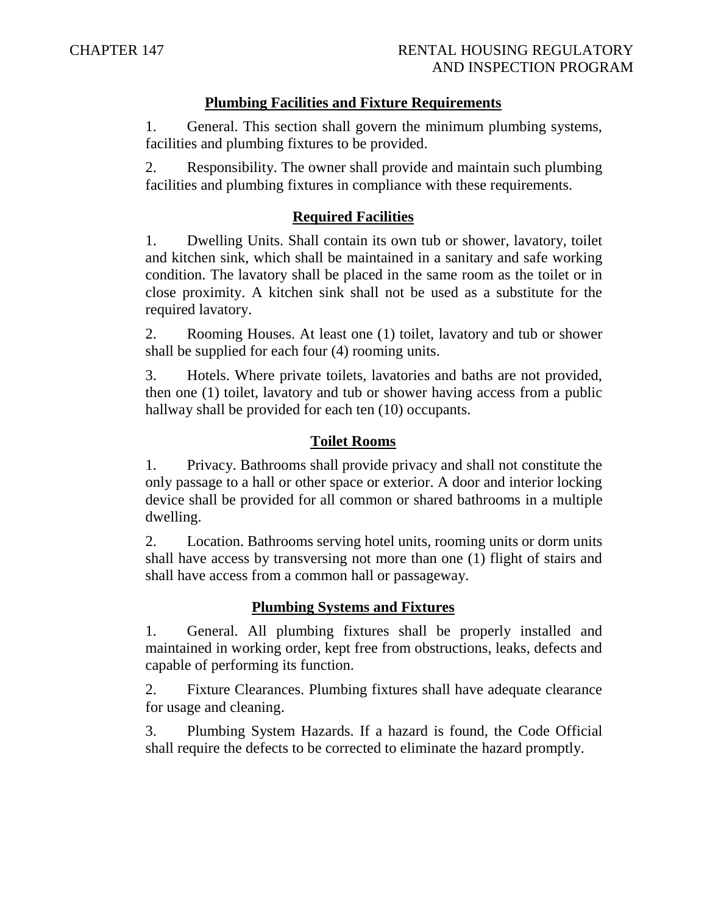## Plumbing Facilities and Fixture Requirements

1. General. This section shall govern the minimum plumbing systems, facilities and plumbing fixtures to be provided.

2. Responsibility. The owner shall provide and maintain such plumbing facilities and plumbing fixtures in compliance with these requirements.

## Required Facilities

1. Dwelling Units. Shall contain its own tub or shower, lavatory, toilet and kitchen sink, which shall be maintained in a sanitary and safe working condition. The lavatory shall be placed in the same room as the toilet or in close proximity. A kitchen sink shall not be used as a substitute for the required lavatory.

2. Rooming Houses. At least one (1) toilet, lavatory and tub or shower shall be supplied for each four (4) rooming units.

3. Hotels. Where private toilets, lavatories and baths are not provided, then one (1) toilet, lavatory and tub or shower having access from a public hallway shall be provided for each ten (10) occupants.

## Toilet Rooms

1. Privacy. Bathrooms shall provide privacy and shall not constitute the only passage to a hall or other space or exterior. A door and interior locking device shall be provided for all common or shared bathrooms in a multiple dwelling.

2. Location. Bathrooms serving hotel units, rooming units or dorm units shall have access by transversing not more than one (1) flight of stairs and shall have access from a common hall or passageway.

## Plumbing Systems and Fixtures

1. General. All plumbing fixtures shall be properly installed and maintained in working order, kept free from obstructions, leaks, defects and capable of performing its function.

2. Fixture Clearances. Plumbing fixtures shall have adequate clearance for usage and cleaning.

3. Plumbing System Hazards. If a hazard is found, the Code Official shall require the defects to be corrected to eliminate the hazard promptly.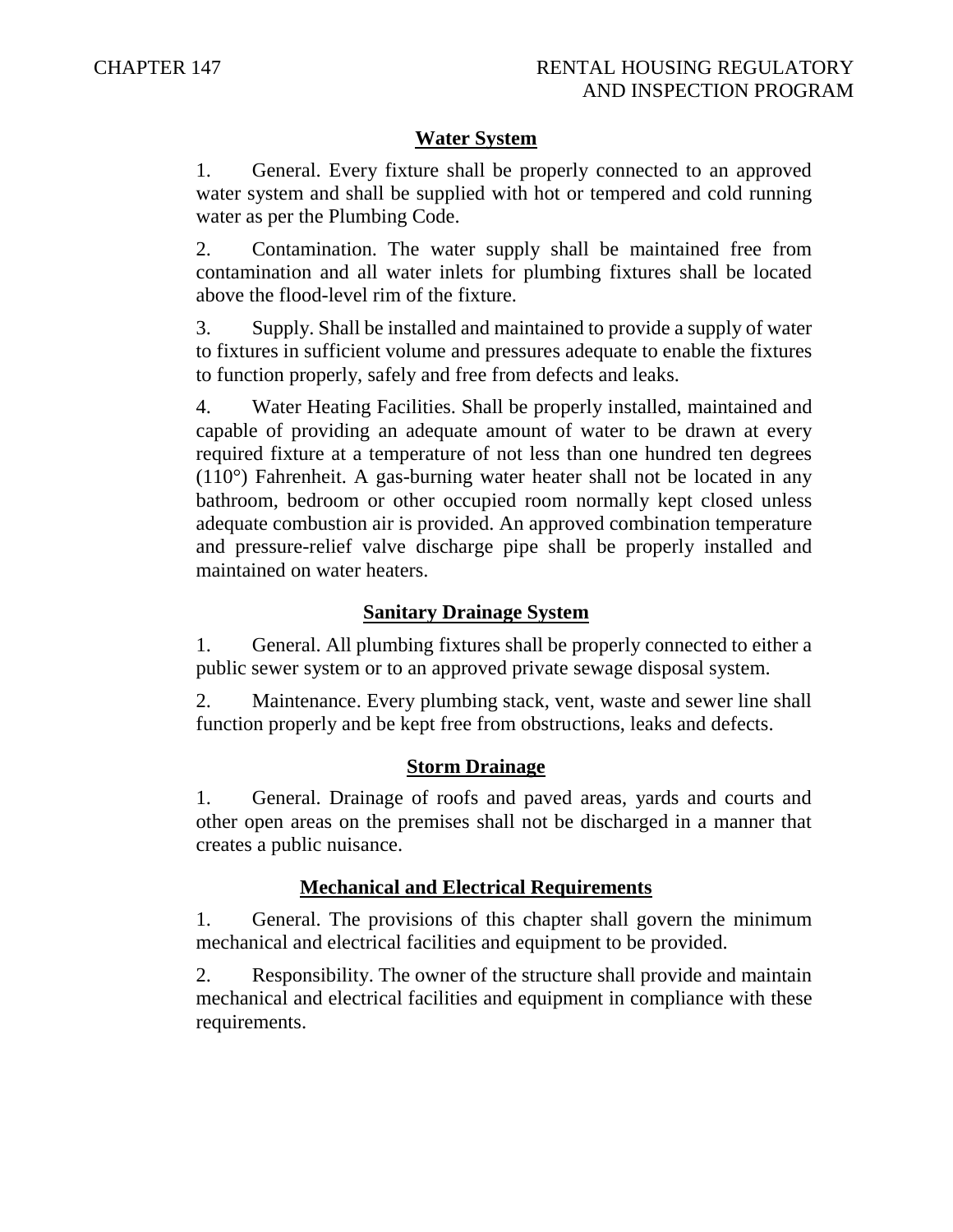## Water System

1. General. Every fixture shall be properly connected to an approved water system and shall be supplied with hot or tempered and cold running water as per the Plumbing Code.

2. Contamination. The water supply shall be maintained free from contamination and all water inlets for plumbing fixtures shall be located above the flood-level rim of the fixture.

3. Supply. Shall be installed and maintained to provide a supply of water to fixtures in sufficient volume and pressures adequate to enable the fixtures to function properly, safely and free from defects and leaks.

4. Water Heating Facilities. Shall be properly installed, maintained and capable of providing an adequate amount of water to be drawn at every required fixture at a temperature of not less than one hundred ten degrees (110°) Fahrenheit. A gas-burning water heater shall not be located in any bathroom, bedroom or other occupied room normally kept closed unless adequate combustion air is provided. An approved combination temperature and pressure-relief valve discharge pipe shall be properly installed and maintained on water heaters.

## Sanitary Drainage System

1. General. All plumbing fixtures shall be properly connected to either a public sewer system or to an approved private sewage disposal system.

2. Maintenance. Every plumbing stack, vent, waste and sewer line shall function properly and be kept free from obstructions, leaks and defects.

## Storm Drainage

1. General. Drainage of roofs and paved areas, yards and courts and other open areas on the premises shall not be discharged in a manner that creates a public nuisance.

## Mechanical and Electrical Requirements

1. General. The provisions of this chapter shall govern the minimum mechanical and electrical facilities and equipment to be provided.

2. Responsibility. The owner of the structure shall provide and maintain mechanical and electrical facilities and equipment in compliance with these requirements.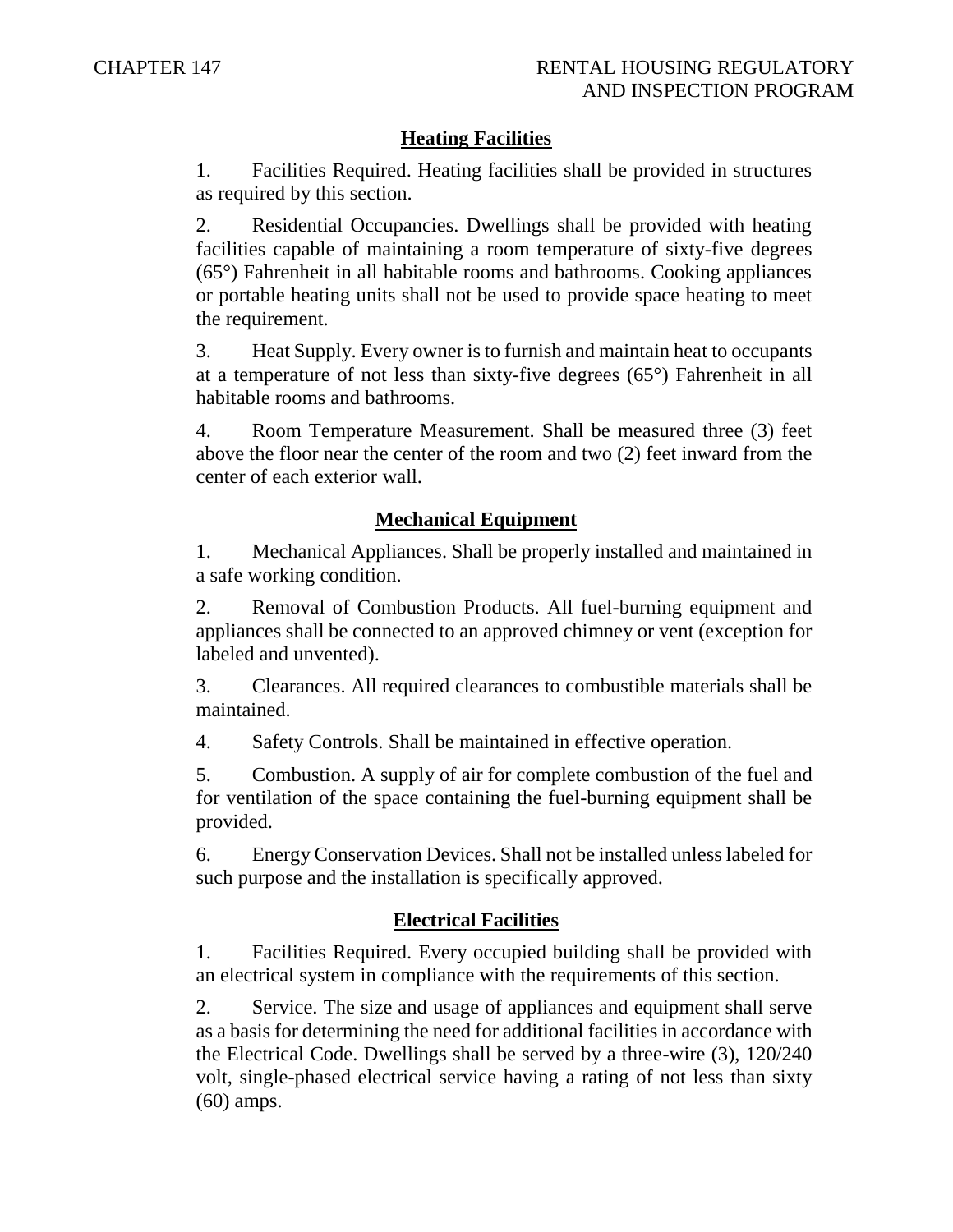## Heating Facilities

1. Facilities Required. Heating facilities shall be provided in structures as required by this section.

2. Residential Occupancies. Dwellings shall be provided with heating facilities capable of maintaining a room temperature of sixty-five degrees (65°) Fahrenheit in all habitable rooms and bathrooms. Cooking appliances or portable heating units shall not be used to provide space heating to meet the requirement.

3. Heat Supply. Every owner is to furnish and maintain heat to occupants at a temperature of not less than sixty-five degrees (65°) Fahrenheit in all habitable rooms and bathrooms.

4. Room Temperature Measurement. Shall be measured three (3) feet above the floor near the center of the room and two (2) feet inward from the center of each exterior wall.

## Mechanical Equipment

1. Mechanical Appliances. Shall be properly installed and maintained in a safe working condition.

2. Removal of Combustion Products. All fuel-burning equipment and appliances shall be connected to an approved chimney or vent (exception for labeled and unvented).

3. Clearances. All required clearances to combustible materials shall be maintained.

4. Safety Controls. Shall be maintained in effective operation.

5. Combustion. A supply of air for complete combustion of the fuel and for ventilation of the space containing the fuel-burning equipment shall be provided.

6. Energy Conservation Devices. Shall not be installed unless labeled for such purpose and the installation is specifically approved.

## Electrical Facilities

1. Facilities Required. Every occupied building shall be provided with an electrical system in compliance with the requirements of this section.

2. Service. The size and usage of appliances and equipment shall serve as a basis for determining the need for additional facilities in accordance with the Electrical Code. Dwellings shall be served by a three-wire (3), 120/240 volt, single-phased electrical service having a rating of not less than sixty (60) amps.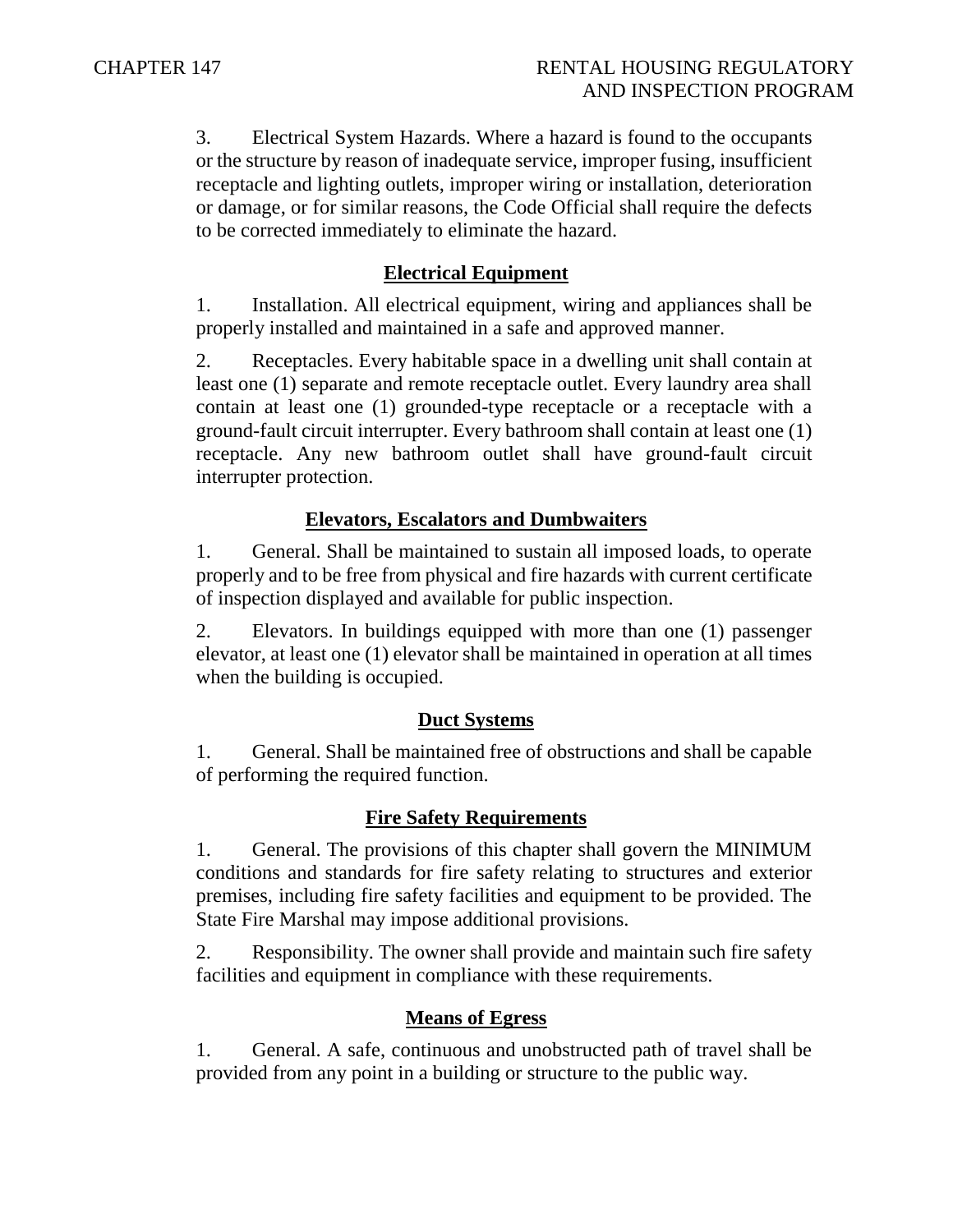3. Electrical System Hazards. Where a hazard is found to the occupants or the structure by reason of inadequate service, improper fusing, insufficient receptacle and lighting outlets, improper wiring or installation, deterioration or damage, or for similar reasons, the Code Official shall require the defects to be corrected immediately to eliminate the hazard.

## Electrical Equipment

1. Installation. All electrical equipment, wiring and appliances shall be properly installed and maintained in a safe and approved manner.

2. Receptacles. Every habitable space in a dwelling unit shall contain at least one (1) separate and remote receptacle outlet. Every laundry area shall contain at least one (1) grounded-type receptacle or a receptacle with a ground-fault circuit interrupter. Every bathroom shall contain at least one (1) receptacle. Any new bathroom outlet shall have ground-fault circuit interrupter protection.

## Elevators, Escalators and Dumbwaiters

1. General. Shall be maintained to sustain all imposed loads, to operate properly and to be free from physical and fire hazards with current certificate of inspection displayed and available for public inspection.

2. Elevators. In buildings equipped with more than one (1) passenger elevator, at least one (1) elevator shall be maintained in operation at all times when the building is occupied.

## Duct Systems

1. General. Shall be maintained free of obstructions and shall be capable of performing the required function.

## Fire Safety Requirements

1. General. The provisions of this chapter shall govern the MINIMUM conditions and standards for fire safety relating to structures and exterior premises, including fire safety facilities and equipment to be provided. The State Fire Marshal may impose additional provisions.

2. Responsibility. The owner shall provide and maintain such fire safety facilities and equipment in compliance with these requirements.

## Means of Egress

1. General. A safe, continuous and unobstructed path of travel shall be provided from any point in a building or structure to the public way.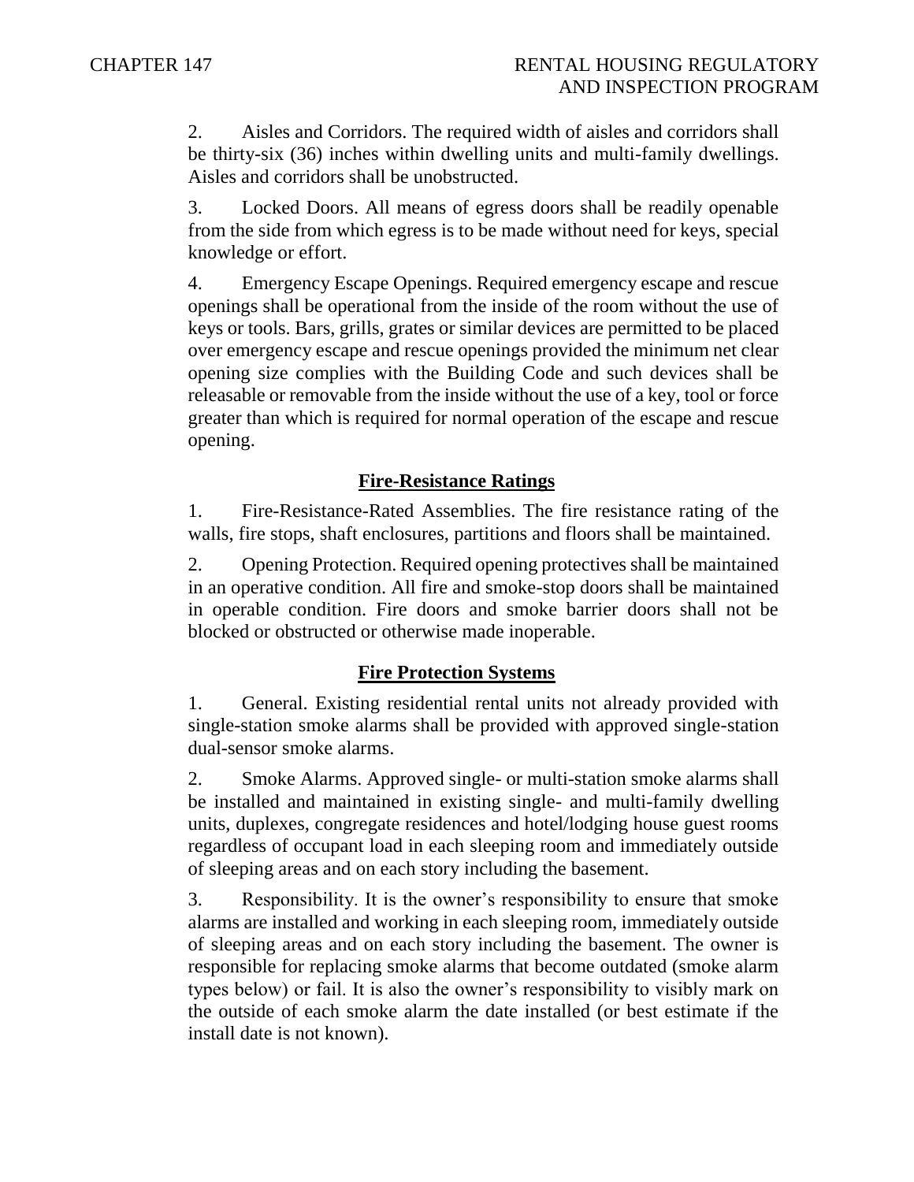2. Aisles and Corridors. The required width of aisles and corridors shall be thirty-six (36) inches within dwelling units and multi-family dwellings. Aisles and corridors shall be unobstructed.

3. Locked Doors. All means of egress doors shall be readily openable from the side from which egress is to be made without need for keys, special knowledge or effort.

4. Emergency Escape Openings. Required emergency escape and rescue openings shall be operational from the inside of the room without the use of keys or tools. Bars, grills, grates or similar devices are permitted to be placed over emergency escape and rescue openings provided the minimum net clear opening size complies with the Building Code and such devices shall be releasable or removable from the inside without the use of a key, tool or force greater than which is required for normal operation of the escape and rescue opening.

## Fire-Resistance Ratings

1. Fire-Resistance-Rated Assemblies. The fire resistance rating of the walls, fire stops, shaft enclosures, partitions and floors shall be maintained.

2. Opening Protection. Required opening protectives shall be maintained in an operative condition. All fire and smoke-stop doors shall be maintained in operable condition. Fire doors and smoke barrier doors shall not be blocked or obstructed or otherwise made inoperable.

## Fire Protection Systems

1. General. Existing residential rental units not already provided with single-station smoke alarms shall be provided with approved single-station dual-sensor smoke alarms.

2. Smoke Alarms. Approved single- or multi-station smoke alarms shall be installed and maintained in existing single- and multi-family dwelling units, duplexes, congregate residences and hotel/lodging house guest rooms regardless of occupant load in each sleeping room and immediately outside of sleeping areas and on each story including the basement.

3. Responsibility. It is the owner's responsibility to ensure that smoke alarms are installed and working in each sleeping room, immediately outside of sleeping areas and on each story including the basement. The owner is responsible for replacing smoke alarms that become outdated (smoke alarm types below) or fail. It is also the owner's responsibility to visibly mark on the outside of each smoke alarm the date installed (or best estimate if the install date is not known).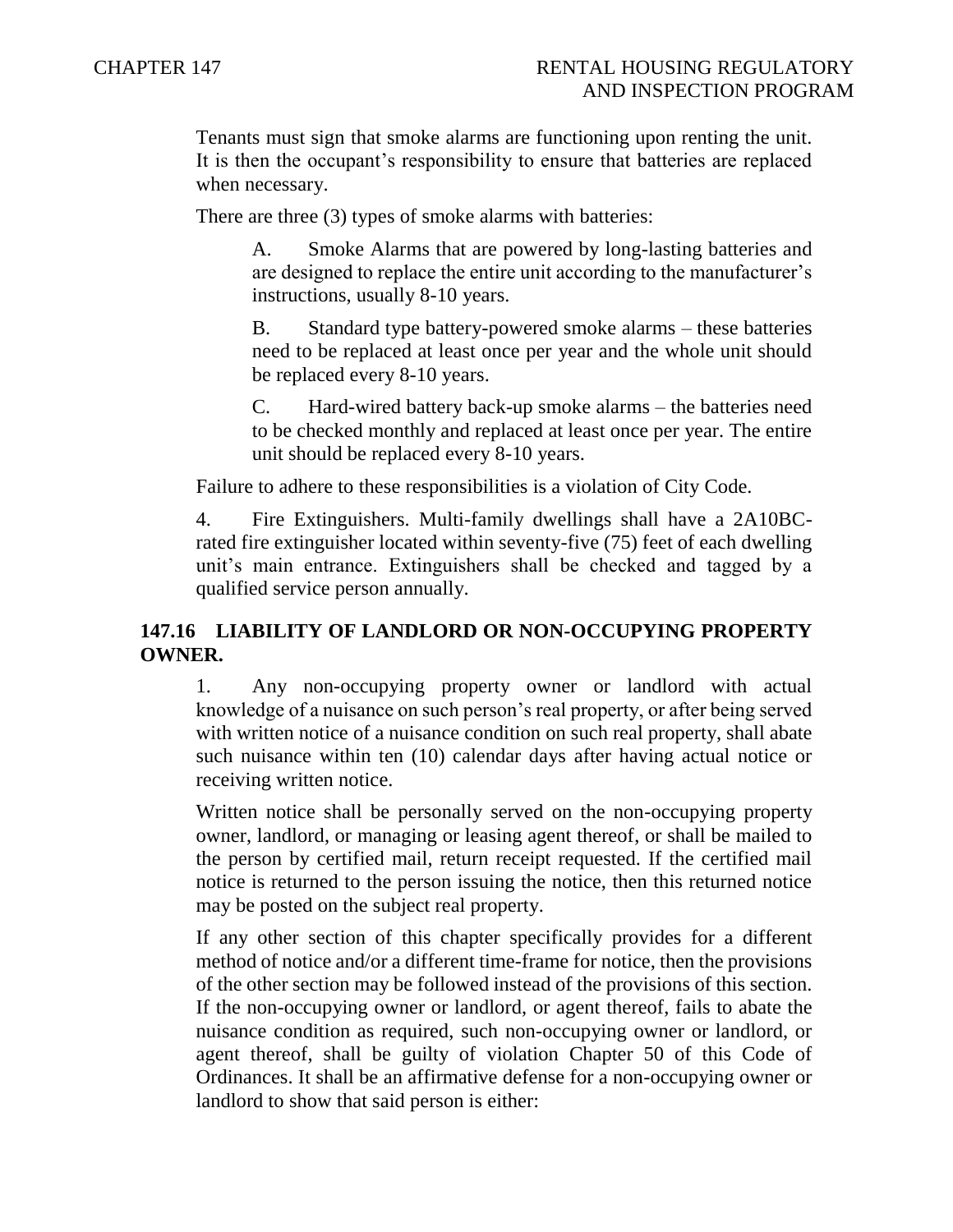Tenants must sign that smoke alarms are functioning upon renting the unit. It is then the occupant's responsibility to ensure that batteries are replaced when necessary.

There are three (3) types of smoke alarms with batteries:

A. Smoke Alarms that are powered by long-lasting batteries and are designed to replace the entire unit according to the manufacturer's instructions, usually 8-10 years.

B. Standard type battery-powered smoke alarms – these batteries need to be replaced at least once per year and the whole unit should be replaced every 8-10 years.

C. Hard-wired battery back-up smoke alarms – the batteries need to be checked monthly and replaced at least once per year. The entire unit should be replaced every 8-10 years.

Failure to adhere to these responsibilities is a violation of City Code.

4. Fire Extinguishers. Multi-family dwellings shall have a 2A10BC-rated fire extinguisher located within seventy-five (75) feet of each dwelling unit's main entrance. Extinguishers shall be checked and tagged by a qualified service person annually.

## 147.16 LIABILITY OF LANDLORD OR NON-OCCUPYING PROPERTY OWNER.

1. Any non-occupying property owner or landlord with actual knowledge of a nuisance on such person's real property, or after being served with written notice of a nuisance condition on such real property, shall abate such nuisance within ten (10) calendar days after having actual notice or receiving written notice.

Written notice shall be personally served on the non-occupying property owner, landlord, or managing or leasing agent thereof, or shall be mailed to the person by certified mail, return receipt requested. If the certified mail notice is returned to the person issuing the notice, then this returned notice may be posted on the subject real property.

If any other section of this chapter specifically provides for a different method of notice and/or a different time-frame for notice, then the provisions of the other section may be followed instead of the provisions of this section. If the non-occupying owner or landlord, or agent thereof, fails to abate the nuisance condition as required, such non-occupying owner or landlord, or agent thereof, shall be guilty of violation Chapter 50 of this Code of Ordinances. It shall be an affirmative defense for a non-occupying owner or landlord to show that said person is either: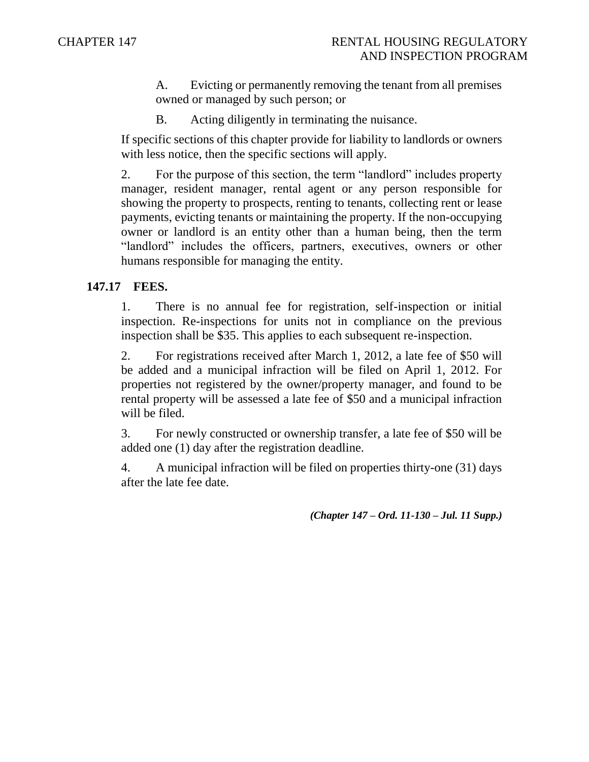A. Evicting or permanently removing the tenant from all premises owned or managed by such person; or

B. Acting diligently in terminating the nuisance.

If specific sections of this chapter provide for liability to landlords or owners with less notice, then the specific sections will apply.

2. For the purpose of this section, the term "landlord" includes property manager, resident manager, rental agent or any person responsible for showing the property to prospects, renting to tenants, collecting rent or lease payments, evicting tenants or maintaining the property. If the non-occupying owner or landlord is an entity other than a human being, then the term "landlord" includes the officers, partners, executives, owners or other humans responsible for managing the entity.

## 147.17 FEES.

1. There is no annual fee for registration, self-inspection or initial inspection. Re-inspections for units not in compliance on the previous inspection shall be $35. This applies to each subsequent re-inspection.

2. For registrations received after March 1, 2012, a late fee of $50 will be added and a municipal infraction will be filed on April 1, 2012. For properties not registered by the owner/property manager, and found to be rental property will be assessed a late fee of $50 and a municipal infraction will be filed.

3. For newly constructed or ownership transfer, a late fee of $50 will be added one (1) day after the registration deadline.

4. A municipal infraction will be filed on properties thirty-one (31) days after the late fee date.

***(Chapter 147 – Ord. 11-130 – Jul. 11 Supp.)***